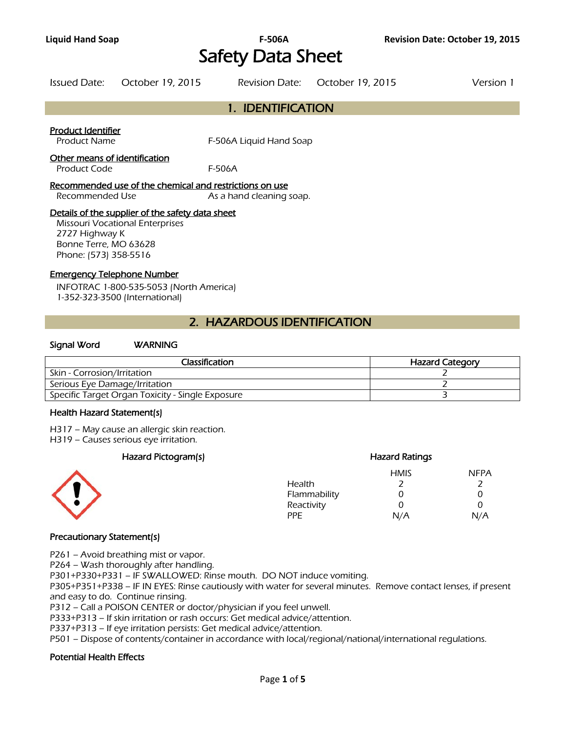# Safety Data Sheet

Issued Date: October 19, 2015 Revision Date: October 19, 2015 Version 1

## 1. IDENTIFICATION

**Product Identifier**

Product Name F-506A Liquid Hand Soap

**Other means of identification**

Product Code F-506A

**Recommended use of the chemical and restrictions on use**

Recommended Use As a hand cleaning soap.

**Details of the supplier of the safety data sheet**

Missouri Vocational Enterprises
2727 Highway K
Bonne Terre, MO 63628
Phone: (573) 358-5516

**Emergency Telephone Number**

INFOTRAC 1-800-535-5053 (North America)
1-352-323-3500 (International)

## 2. HAZARDOUS IDENTIFICATION

**Signal Word** WARNING

| Classification | Hazard Category |
|---|---|
| Skin - Corrosion/Irritation | 2 |
| Serious Eye Damage/Irritation | 2 |
| Specific Target Organ Toxicity - Single Exposure | 3 |

**Health Hazard Statement(s)**

H317 – May cause an allergic skin reaction.
H319 – Causes serious eye irritation.

**Hazard Pictogram(s)**

**Hazard Ratings**

| | HMIS | NFPA |
|---|---|---|
| Health | 2 | 2 |
| Flammability | 0 | 0 |
| Reactivity | 0 | 0 |
| PPE | N/A | N/A |

**Precautionary Statement(s)**

P261 – Avoid breathing mist or vapor.
P264 – Wash thoroughly after handling.
P301+P330+P331 – IF SWALLOWED: Rinse mouth. DO NOT induce vomiting.
P305+P351+P338 – IF IN EYES: Rinse cautiously with water for several minutes. Remove contact lenses, if present and easy to do. Continue rinsing.
P312 – Call a POISON CENTER or doctor/physician if you feel unwell.
P333+P313 – If skin irritation or rash occurs: Get medical advice/attention.
P337+P313 – If eye irritation persists: Get medical advice/attention.
P501 – Dispose of contents/container in accordance with local/regional/national/international regulations.

**Potential Health Effects**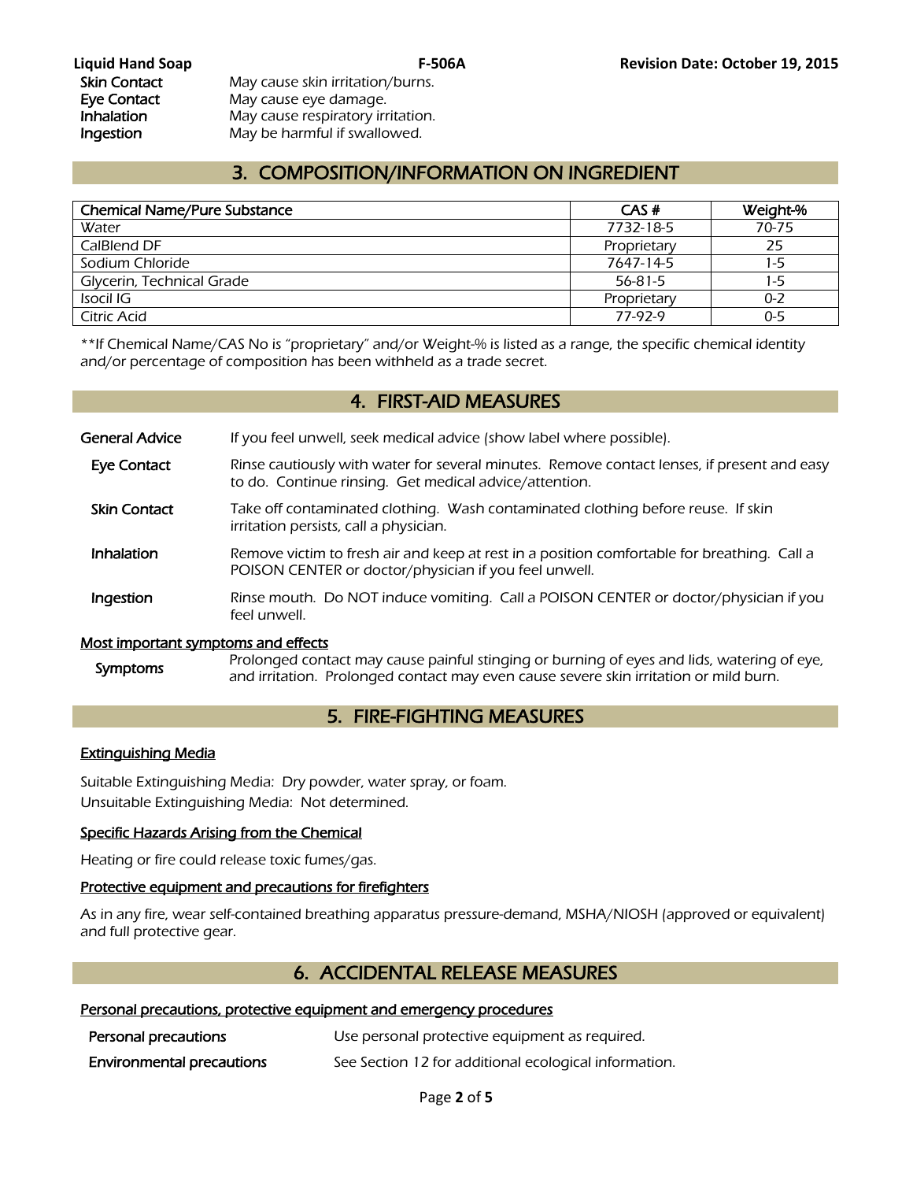| | |
|---|---|
| **Skin Contact** | May cause skin irritation/burns. |
| **Eye Contact** | May cause eye damage. |
| **Inhalation** | May cause respiratory irritation. |
| **Ingestion** | May be harmful if swallowed. |

## 3. COMPOSITION/INFORMATION ON INGREDIENT

| Chemical Name/Pure Substance | CAS # | Weight-% |
|---|---|---|
| Water | 7732-18-5 | 70-75 |
| CalBlend DF | Proprietary | 25 |
| Sodium Chloride | 7647-14-5 | 1-5 |
| Glycerin, Technical Grade | 56-81-5 | 1-5 |
| Isocil IG | Proprietary | 0-2 |
| Citric Acid | 77-92-9 | 0-5 |

**If Chemical Name/CAS No is "proprietary" and/or Weight-% is listed as a range, the specific chemical identity and/or percentage of composition has been withheld as a trade secret.

## 4. FIRST-AID MEASURES

**General Advice** If you feel unwell, seek medical advice (show label where possible).

**Eye Contact** Rinse cautiously with water for several minutes. Remove contact lenses, if present and easy to do. Continue rinsing. Get medical advice/attention.

**Skin Contact** Take off contaminated clothing. Wash contaminated clothing before reuse. If skin irritation persists, call a physician.

**Inhalation** Remove victim to fresh air and keep at rest in a position comfortable for breathing. Call a POISON CENTER or doctor/physician if you feel unwell.

**Ingestion** Rinse mouth. Do NOT induce vomiting. Call a POISON CENTER or doctor/physician if you feel unwell.

### Most important symptoms and effects

**Symptoms** Prolonged contact may cause painful stinging or burning of eyes and lids, watering of eye, and irritation. Prolonged contact may even cause severe skin irritation or mild burn.

## 5. FIRE-FIGHTING MEASURES

### Extinguishing Media

Suitable Extinguishing Media: Dry powder, water spray, or foam.

Unsuitable Extinguishing Media: Not determined.

### Specific Hazards Arising from the Chemical

Heating or fire could release toxic fumes/gas.

### Protective equipment and precautions for firefighters

As in any fire, wear self-contained breathing apparatus pressure-demand, MSHA/NIOSH (approved or equivalent) and full protective gear.

## 6. ACCIDENTAL RELEASE MEASURES

### Personal precautions, protective equipment and emergency procedures

**Personal precautions** Use personal protective equipment as required.

**Environmental precautions** See Section 12 for additional ecological information.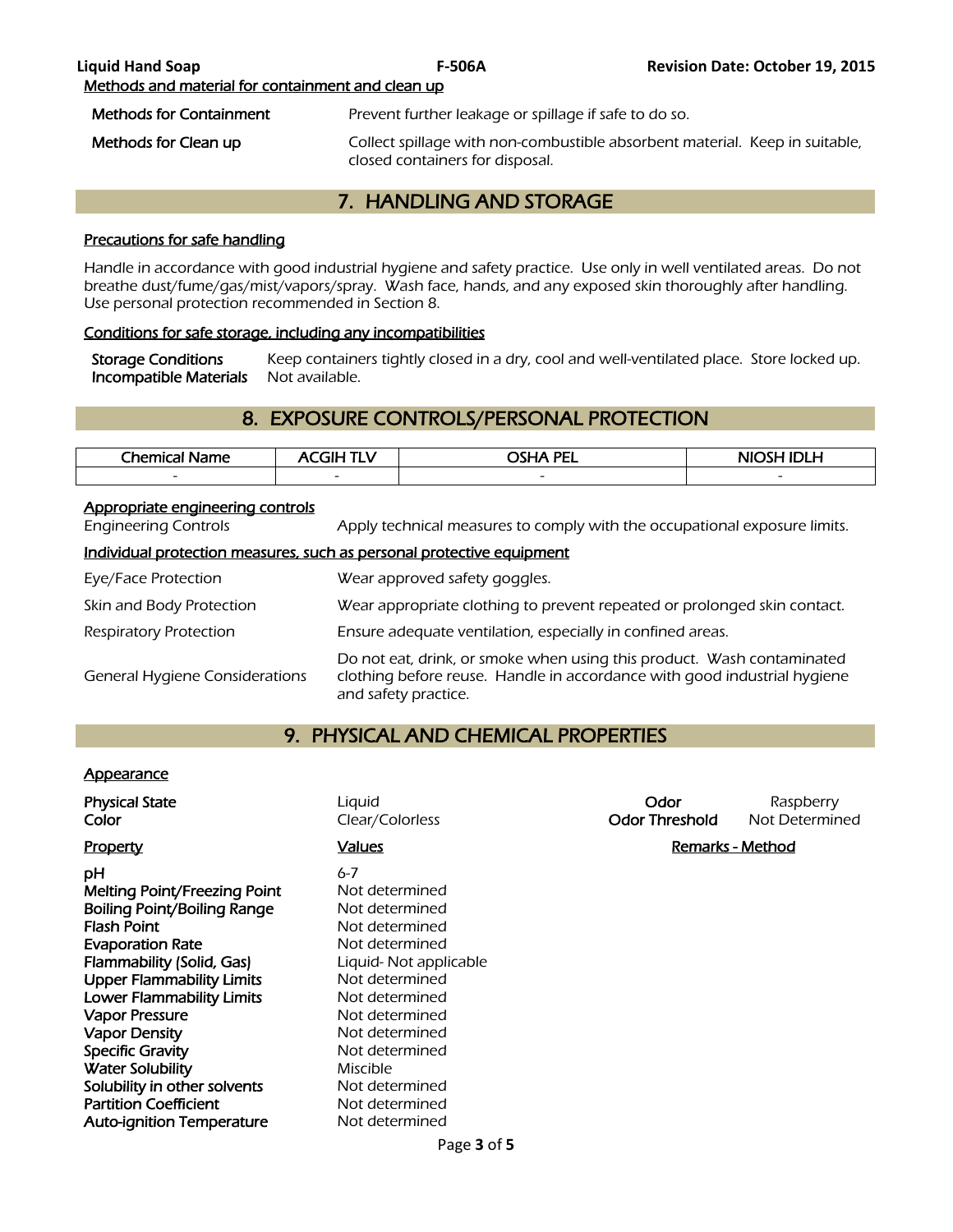Methods and material for containment and clean up

| | |
|---|---|
| **Methods for Containment** | Prevent further leakage or spillage if safe to do so. |
| **Methods for Clean up** | Collect spillage with non-combustible absorbent material. Keep in suitable, closed containers for disposal. |

## 7. HANDLING AND STORAGE

### Precautions for safe handling

Handle in accordance with good industrial hygiene and safety practice. Use only in well ventilated areas. Do not breathe dust/fume/gas/mist/vapors/spray. Wash face, hands, and any exposed skin thoroughly after handling. Use personal protection recommended in Section 8.

### Conditions for safe storage, including any incompatibilities

| | |
|---|---|
| **Storage Conditions** | Keep containers tightly closed in a dry, cool and well-ventilated place. Store locked up. |
| **Incompatible Materials** | Not available. |

## 8. EXPOSURE CONTROLS/PERSONAL PROTECTION

| Chemical Name | ACGIH TLV | OSHA PEL | NIOSH IDLH |
|---|---|---|---|
| - | - | - | - |

### Appropriate engineering controls

| | |
|---|---|
| Engineering Controls | Apply technical measures to comply with the occupational exposure limits. |

### Individual protection measures, such as personal protective equipment

| | |
|---|---|
| Eye/Face Protection | Wear approved safety goggles. |
| Skin and Body Protection | Wear appropriate clothing to prevent repeated or prolonged skin contact. |
| Respiratory Protection | Ensure adequate ventilation, especially in confined areas. |
| General Hygiene Considerations | Do not eat, drink, or smoke when using this product. Wash contaminated clothing before reuse. Handle in accordance with good industrial hygiene and safety practice. |

## 9. PHYSICAL AND CHEMICAL PROPERTIES

### Appearance

| | | | |
|---|---|---|---|
| **Physical State** | Liquid | **Odor** | Raspberry |
| **Color** | Clear/Colorless | **Odor Threshold** | Not Determined |

| Property | Values | Remarks - Method |
|---|---|---|
| **pH** | 6-7 | |
| **Melting Point/Freezing Point** | Not determined | |
| **Boiling Point/Boiling Range** | Not determined | |
| **Flash Point** | Not determined | |
| **Evaporation Rate** | Not determined | |
| **Flammability (Solid, Gas)** | Liquid- Not applicable | |
| **Upper Flammability Limits** | Not determined | |
| **Lower Flammability Limits** | Not determined | |
| **Vapor Pressure** | Not determined | |
| **Vapor Density** | Not determined | |
| **Specific Gravity** | Not determined | |
| **Water Solubility** | Miscible | |
| **Solubility in other solvents** | Not determined | |
| **Partition Coefficient** | Not determined | |
| **Auto-ignition Temperature** | Not determined | |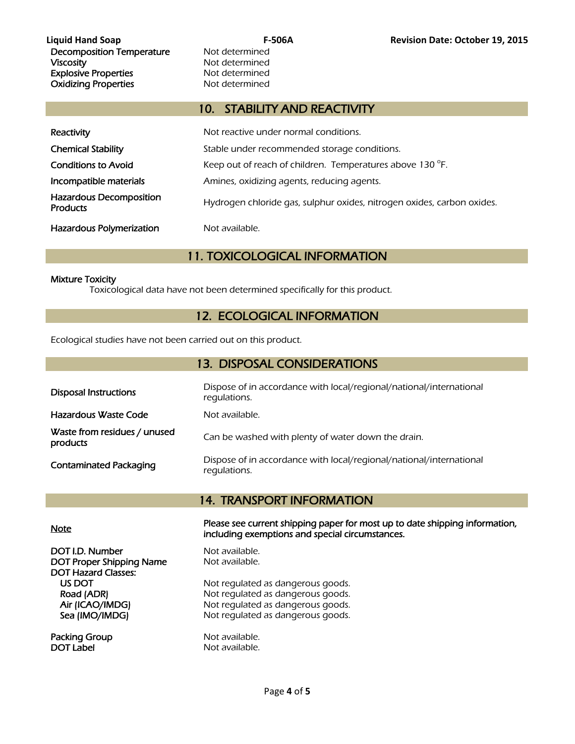| | |
|---|---|
| Decomposition Temperature | Not determined |
| Viscosity | Not determined |
| Explosive Properties | Not determined |
| Oxidizing Properties | Not determined |

## 10. STABILITY AND REACTIVITY

| | |
|---|---|
| Reactivity | Not reactive under normal conditions. |
| Chemical Stability | Stable under recommended storage conditions. |
| Conditions to Avoid | Keep out of reach of children. Temperatures above 130 °F. |
| Incompatible materials | Amines, oxidizing agents, reducing agents. |
| Hazardous Decomposition Products | Hydrogen chloride gas, sulphur oxides, nitrogen oxides, carbon oxides. |
| Hazardous Polymerization | Not available. |

## 11. TOXICOLOGICAL INFORMATION

Mixture Toxicity

Toxicological data have not been determined specifically for this product.

## 12. ECOLOGICAL INFORMATION

Ecological studies have not been carried out on this product.

## 13. DISPOSAL CONSIDERATIONS

| | |
|---|---|
| Disposal Instructions | Dispose of in accordance with local/regional/national/international regulations. |
| Hazardous Waste Code | Not available. |
| Waste from residues / unused products | Can be washed with plenty of water down the drain. |
| Contaminated Packaging | Dispose of in accordance with local/regional/national/international regulations. |

## 14. TRANSPORT INFORMATION

<u>Note</u> — **Please see current shipping paper for most up to date shipping information, including exemptions and special circumstances.**

| | |
|---|---|
| DOT I.D. Number | Not available. |
| DOT Proper Shipping Name | Not available. |
| DOT Hazard Classes: | |
| US DOT | Not regulated as dangerous goods. |
| Road (ADR) | Not regulated as dangerous goods. |
| Air (ICAO/IMDG) | Not regulated as dangerous goods. |
| Sea (IMO/IMDG) | Not regulated as dangerous goods. |
| Packing Group | Not available. |
| DOT Label | Not available. |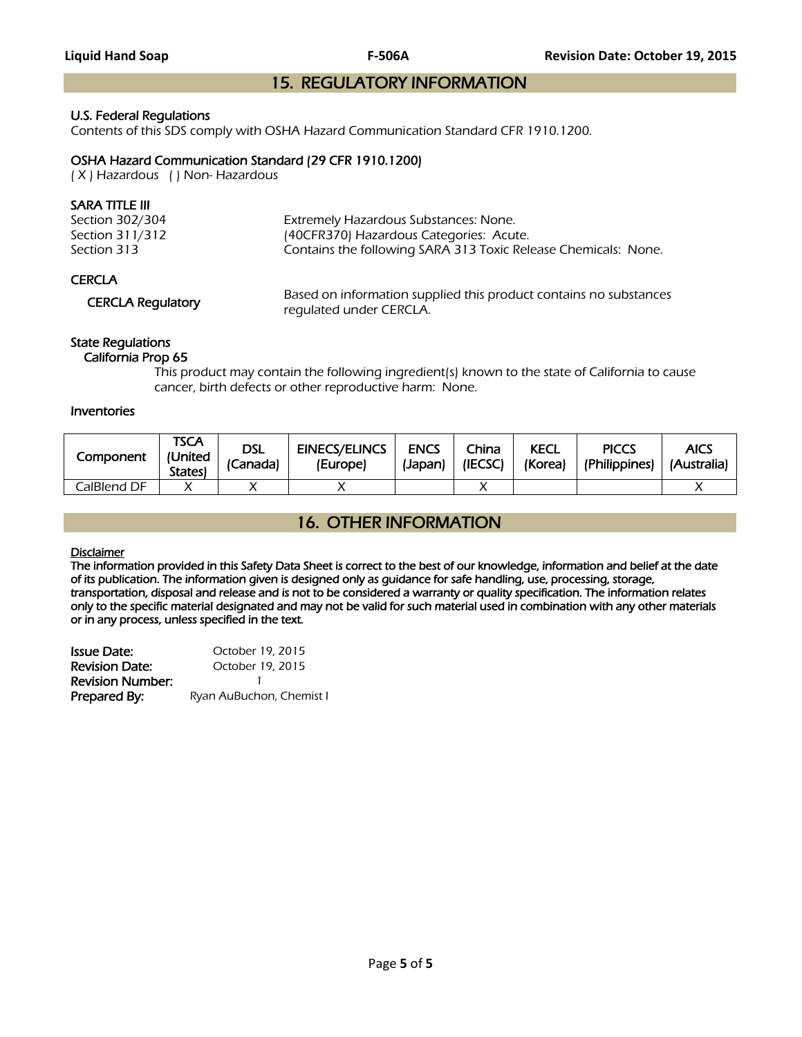## 15. REGULATORY INFORMATION

### U.S. Federal Regulations

Contents of this SDS comply with OSHA Hazard Communication Standard CFR 1910.1200.

### OSHA Hazard Communication Standard (29 CFR 1910.1200)

( X ) Hazardous ( ) Non- Hazardous

### SARA TITLE III

| | |
|---|---|
| Section 302/304 | Extremely Hazardous Substances: None. |
| Section 311/312 | (40CFR370) Hazardous Categories: Acute. |
| Section 313 | Contains the following SARA 313 Toxic Release Chemicals: None. |

### CERCLA

| | |
|---|---|
| CERCLA Regulatory | Based on information supplied this product contains no substances regulated under CERCLA. |

### State Regulations

#### California Prop 65

This product may contain the following ingredient(s) known to the state of California to cause cancer, birth defects or other reproductive harm: None.

### Inventories

| Component | TSCA (United States) | DSL (Canada) | EINECS/ELINCS (Europe) | ENCS (Japan) | China (IECSC) | KECL (Korea) | PICCS (Philippines) | AICS (Australia) |
|---|---|---|---|---|---|---|---|---|
| CalBlend DF | X | X | X | | X | | | X |

## 16. OTHER INFORMATION

Disclaimer

**The information provided in this Safety Data Sheet is correct to the best of our knowledge, information and belief at the date of its publication. The information given is designed only as guidance for safe handling, use, processing, storage, transportation, disposal and release and is not to be considered a warranty or quality specification. The information relates only to the specific material designated and may not be valid for such material used in combination with any other materials or in any process, unless specified in the text.**

**Issue Date:** October 19, 2015
**Revision Date:** October 19, 2015
**Revision Number:** 1
**Prepared By:** Ryan AuBuchon, Chemist I